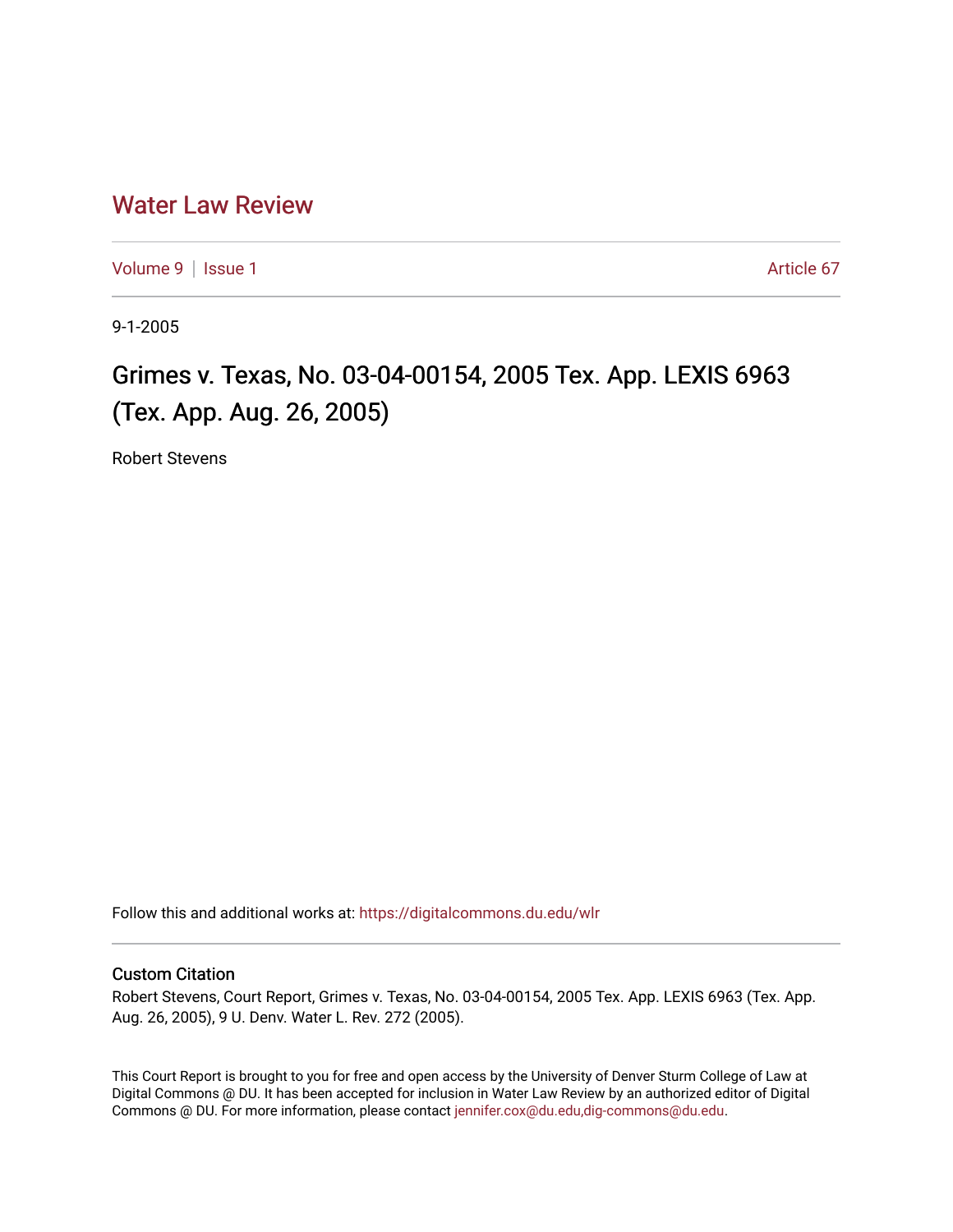# Water Law Review

Volume 9 | Issue 1 Article 67

9-1-2005

## Grimes v. Texas, No. 03-04-00154, 2005 Tex. App. LEXIS 6963 (Tex. App. Aug. 26, 2005)

Robert Stevens

Follow this and additional works at: https://digitalcommons.du.edu/wlr

### Custom Citation

Robert Stevens, Court Report, Grimes v. Texas, No. 03-04-00154, 2005 Tex. App. LEXIS 6963 (Tex. App. Aug. 26, 2005), 9 U. Denv. Water L. Rev. 272 (2005).

This Court Report is brought to you for free and open access by the University of Denver Sturm College of Law at Digital Commons @ DU. It has been accepted for inclusion in Water Law Review by an authorized editor of Digital Commons @ DU. For more information, please contact jennifer.cox@du.edu,dig-commons@du.edu.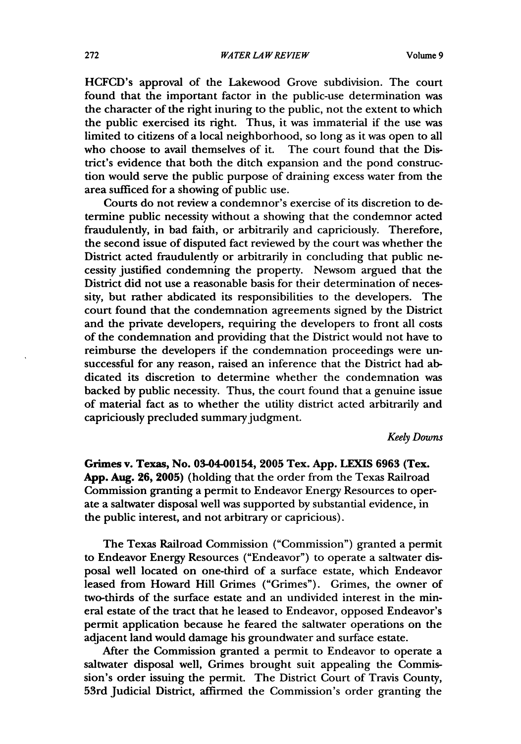HCFCD's approval of the Lakewood Grove subdivision. The court found that the important factor in the public-use determination was the character of the right inuring to the public, not the extent to which the public exercised its right. Thus, it was immaterial if the use was limited to citizens of a local neighborhood, so long as it was open to all who choose to avail themselves of it. The court found that the District's evidence that both the ditch expansion and the pond construction would serve the public purpose of draining excess water from the area sufficed for a showing of public use.

Courts do not review a condemnor's exercise of its discretion to determine public necessity without a showing that the condemnor acted fraudulently, in bad faith, or arbitrarily and capriciously. Therefore, the second issue of disputed fact reviewed by the court was whether the District acted fraudulently or arbitrarily in concluding that public necessity justified condemning the property. Newsom argued that the District did not use a reasonable basis for their determination of necessity, but rather abdicated its responsibilities to the developers. The court found that the condemnation agreements signed by the District and the private developers, requiring the developers to front all costs of the condemnation and providing that the District would not have to reimburse the developers if the condemnation proceedings were unsuccessful for any reason, raised an inference that the District had abdicated its discretion to determine whether the condemnation was backed by public necessity. Thus, the court found that a genuine issue of material fact as to whether the utility district acted arbitrarily and capriciously precluded summary judgment.

*Keely Downs*

**Grimes v. Texas, No. 03-04-00154, 2005 Tex. App. LEXIS 6963 (Tex. App. Aug. 26, 2005)** (holding that the order from the Texas Railroad Commission granting a permit to Endeavor Energy Resources to operate a saltwater disposal well was supported by substantial evidence, in the public interest, and not arbitrary or capricious).

The Texas Railroad Commission ("Commission") granted a permit to Endeavor Energy Resources ("Endeavor") to operate a saltwater disposal well located on one-third of a surface estate, which Endeavor leased from Howard Hill Grimes ("Grimes"). Grimes, the owner of two-thirds of the surface estate and an undivided interest in the mineral estate of the tract that he leased to Endeavor, opposed Endeavor's permit application because he feared the saltwater operations on the adjacent land would damage his groundwater and surface estate.

After the Commission granted a permit to Endeavor to operate a saltwater disposal well, Grimes brought suit appealing the Commission's order issuing the permit. The District Court of Travis County, 53rd Judicial District, affirmed the Commission's order granting the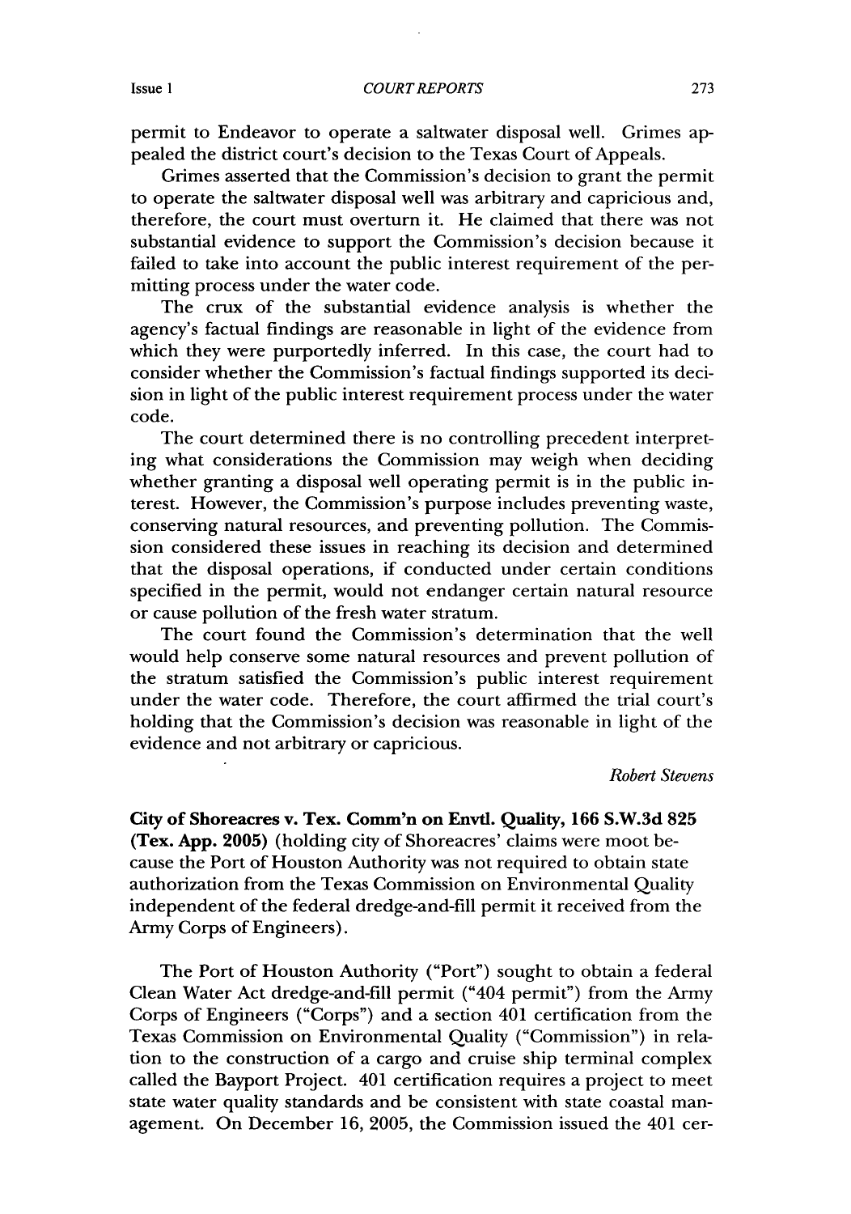permit to Endeavor to operate a saltwater disposal well. Grimes appealed the district court's decision to the Texas Court of Appeals.

Grimes asserted that the Commission's decision to grant the permit to operate the saltwater disposal well was arbitrary and capricious and, therefore, the court must overturn it. He claimed that there was not substantial evidence to support the Commission's decision because it failed to take into account the public interest requirement of the permitting process under the water code.

The crux of the substantial evidence analysis is whether the agency's factual findings are reasonable in light of the evidence from which they were purportedly inferred. In this case, the court had to consider whether the Commission's factual findings supported its decision in light of the public interest requirement process under the water code.

The court determined there is no controlling precedent interpreting what considerations the Commission may weigh when deciding whether granting a disposal well operating permit is in the public interest. However, the Commission's purpose includes preventing waste, conserving natural resources, and preventing pollution. The Commission considered these issues in reaching its decision and determined that the disposal operations, if conducted under certain conditions specified in the permit, would not endanger certain natural resource or cause pollution of the fresh water stratum.

The court found the Commission's determination that the well would help conserve some natural resources and prevent pollution of the stratum satisfied the Commission's public interest requirement under the water code. Therefore, the court affirmed the trial court's holding that the Commission's decision was reasonable in light of the evidence and not arbitrary or capricious.

*Robert Stevens*

**City of Shoreacres v. Tex. Comm'n on Envtl. Quality, 166 S.W.3d 825 (Tex. App. 2005)** (holding city of Shoreacres' claims were moot because the Port of Houston Authority was not required to obtain state authorization from the Texas Commission on Environmental Quality independent of the federal dredge-and-fill permit it received from the Army Corps of Engineers).

The Port of Houston Authority ("Port") sought to obtain a federal Clean Water Act dredge-and-fill permit ("404 permit") from the Army Corps of Engineers ("Corps") and a section 401 certification from the Texas Commission on Environmental Quality ("Commission") in relation to the construction of a cargo and cruise ship terminal complex called the Bayport Project. 401 certification requires a project to meet state water quality standards and be consistent with state coastal management. On December 16, 2005, the Commission issued the 401 cer-